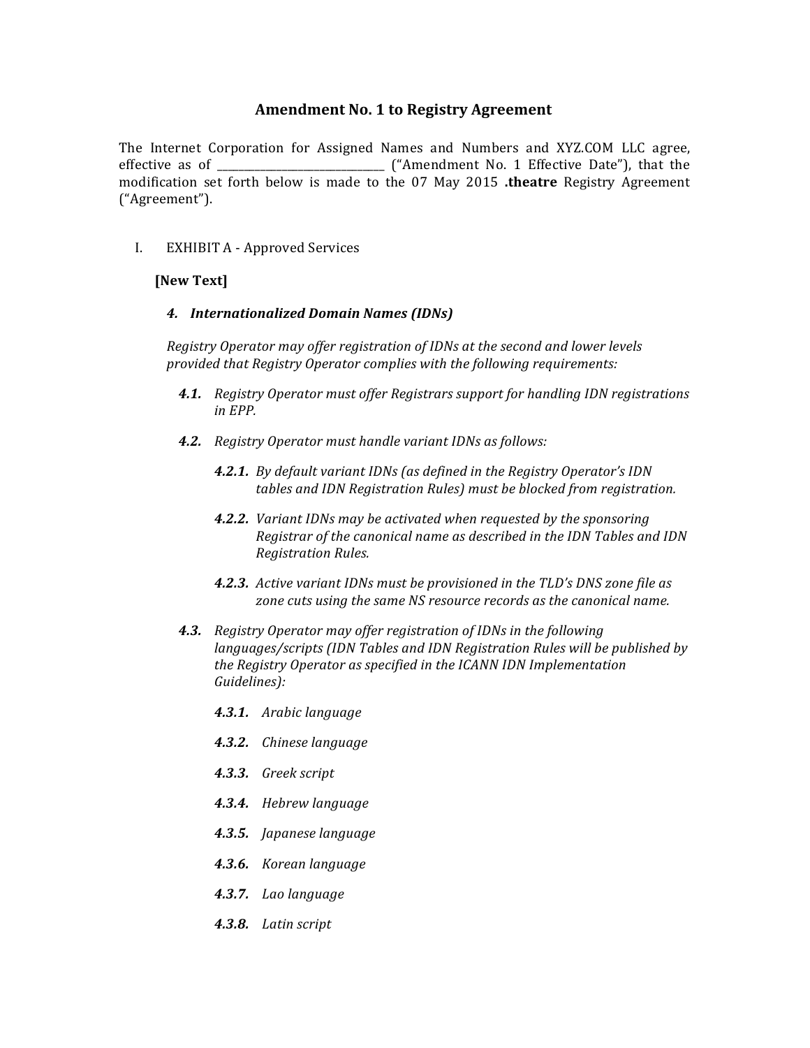# Amendment No. 1 to Registry Agreement

The Internet Corporation for Assigned Names and Numbers and XYZ.COM LLC agree, effective as of ______________________________ ("Amendment No. 1 Effective Date"), that the modification set forth below is made to the 07 May 2015 **.theatre** Registry Agreement ("Agreement").

I. EXHIBIT A - Approved Services

**[New Text]**

***4. Internationalized Domain Names (IDNs)***

*Registry Operator may offer registration of IDNs at the second and lower levels provided that Registry Operator complies with the following requirements:*

***4.1.*** *Registry Operator must offer Registrars support for handling IDN registrations in EPP.*

***4.2.*** *Registry Operator must handle variant IDNs as follows:*

***4.2.1.*** *By default variant IDNs (as defined in the Registry Operator's IDN tables and IDN Registration Rules) must be blocked from registration.*

***4.2.2.*** *Variant IDNs may be activated when requested by the sponsoring Registrar of the canonical name as described in the IDN Tables and IDN Registration Rules.*

***4.2.3.*** *Active variant IDNs must be provisioned in the TLD's DNS zone file as zone cuts using the same NS resource records as the canonical name.*

***4.3.*** *Registry Operator may offer registration of IDNs in the following languages/scripts (IDN Tables and IDN Registration Rules will be published by the Registry Operator as specified in the ICANN IDN Implementation Guidelines):*

***4.3.1.*** *Arabic language*

***4.3.2.*** *Chinese language*

***4.3.3.*** *Greek script*

***4.3.4.*** *Hebrew language*

***4.3.5.*** *Japanese language*

***4.3.6.*** *Korean language*

***4.3.7.*** *Lao language*

***4.3.8.*** *Latin script*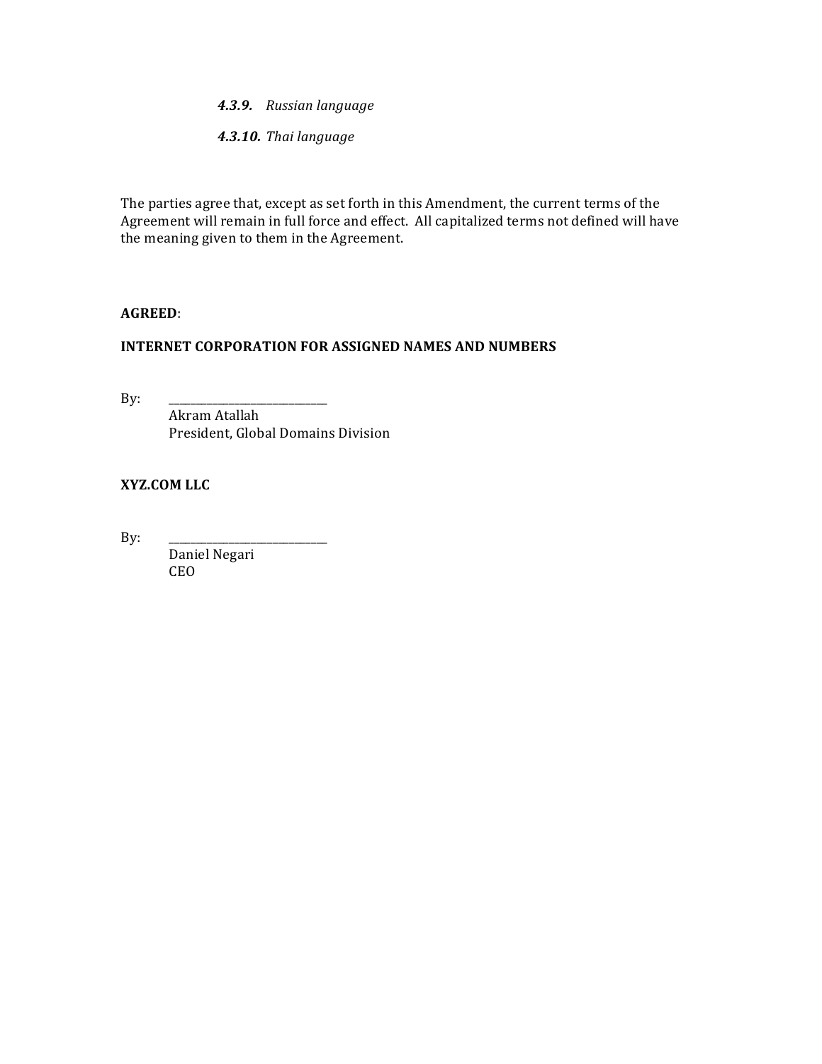***4.3.9.*** *Russian language*

***4.3.10.*** *Thai language*

The parties agree that, except as set forth in this Amendment, the current terms of the Agreement will remain in full force and effect. All capitalized terms not defined will have the meaning given to them in the Agreement.

**AGREED**:

**INTERNET CORPORATION FOR ASSIGNED NAMES AND NUMBERS**

By: ______________________________
Akram Atallah
President, Global Domains Division

**XYZ.COM LLC**

By: ______________________________
Daniel Negari
CEO